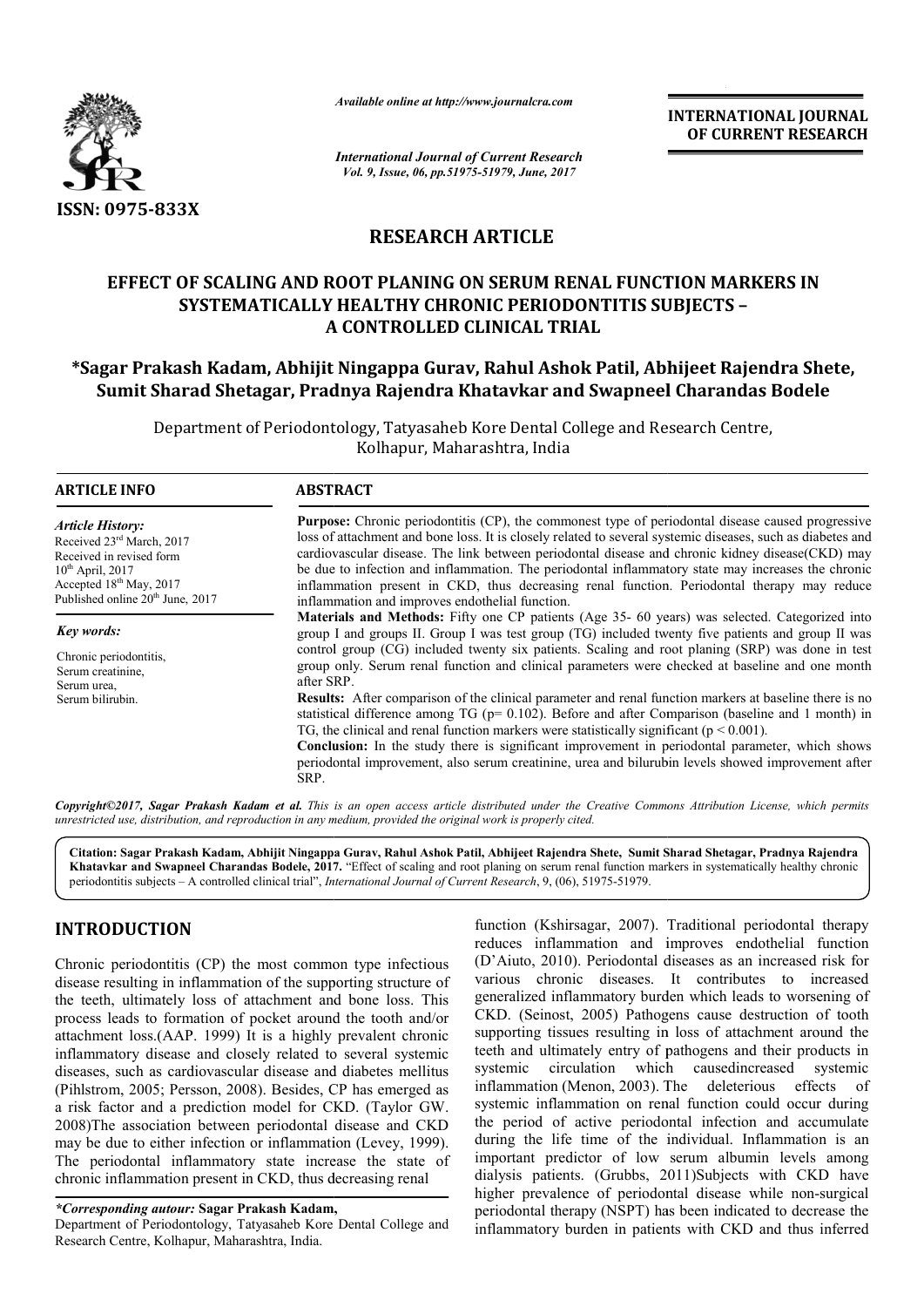**RESEARCH ARTICLE**

# EFFECT OF SCALING AND ROOT PLANING ON SERUM RENAL FUNCTION MARKERS IN SYSTEMATICALLY HEALTHY CHRONIC PERIODONTITIS SUBJECTS – A CONTROLLED CLINICAL TRIAL

**\*Sagar Prakash Kadam, Abhijit Ningappa Gurav, Rahul Ashok Patil, Abhijeet Rajendra Shete, Sumit Sharad Shetagar, Pradnya Rajendra Khatavkar and Swapneel Charandas Bodele**

Department of Periodontology, Tatyasaheb Kore Dental College and Research Centre, Kolhapur, Maharashtra, India

**ARTICLE INFO**

*Article History:*
Received 23rd March, 2017
Received in revised form 10th April, 2017
Accepted 18th May, 2017
Published online 20th June, 2017

*Key words:*
Chronic periodontitis, Serum creatinine, Serum urea, Serum bilirubin.

**ABSTRACT**

**Purpose:** Chronic periodontitis (CP), the commonest type of periodontal disease caused progressive loss of attachment and bone loss. It is closely related to several systemic diseases, such as diabetes and cardiovascular disease. The link between periodontal disease and chronic kidney disease(CKD) may be due to infection and inflammation. The periodontal inflammatory state may increases the chronic inflammation present in CKD, thus decreasing renal function. Periodontal therapy may reduce inflammation and improves endothelial function.

**Materials and Methods:** Fifty one CP patients (Age 35- 60 years) was selected. Categorized into group I and groups II. Group I was test group (TG) included twenty five patients and group II was control group (CG) included twenty six patients. Scaling and root planing (SRP) was done in test group only. Serum renal function and clinical parameters were checked at baseline and one month after SRP.

**Results:** After comparison of the clinical parameter and renal function markers at baseline there is no statistical difference among TG ($p = 0.102$). Before and after Comparison (baseline and 1 month) in TG, the clinical and renal function markers were statistically significant ($p < 0.001$).

**Conclusion:** In the study there is significant improvement in periodontal parameter, which shows periodontal improvement, also serum creatinine, urea and bilurubin levels showed improvement after SRP.

*Copyright©2017, Sagar Prakash Kadam et al. This is an open access article distributed under the Creative Commons Attribution License, which permits unrestricted use, distribution, and reproduction in any medium, provided the original work is properly cited.*

**Citation: Sagar Prakash Kadam, Abhijit Ningappa Gurav, Rahul Ashok Patil, Abhijeet Rajendra Shete, Sumit Sharad Shetagar, Pradnya Rajendra Khatavkar and Swapneel Charandas Bodele, 2017.** "Effect of scaling and root planing on serum renal function markers in systematically healthy chronic periodontitis subjects – A controlled clinical trial", *International Journal of Current Research*, 9, (06), 51975-51979.

## INTRODUCTION

Chronic periodontitis (CP) the most common type infectious disease resulting in inflammation of the supporting structure of the teeth, ultimately loss of attachment and bone loss. This process leads to formation of pocket around the tooth and/or attachment loss.(AAP. 1999) It is a highly prevalent chronic inflammatory disease and closely related to several systemic diseases, such as cardiovascular disease and diabetes mellitus (Pihlstrom, 2005; Persson, 2008). Besides, CP has emerged as a risk factor and a prediction model for CKD. (Taylor GW. 2008)The association between periodontal disease and CKD may be due to either infection or inflammation (Levey, 1999). The periodontal inflammatory state increase the state of chronic inflammation present in CKD, thus decreasing renal function (Kshirsagar, 2007). Traditional periodontal therapy reduces inflammation and improves endothelial function (D'Aiuto, 2010). Periodontal diseases as an increased risk for various chronic diseases. It contributes to increased generalized inflammatory burden which leads to worsening of CKD. (Seinost, 2005) Pathogens cause destruction of tooth supporting tissues resulting in loss of attachment around the teeth and ultimately entry of pathogens and their products in systemic circulation which causedincreased systemic inflammation (Menon, 2003). The deleterious effects of systemic inflammation on renal function could occur during the period of active periodontal infection and accumulate during the life time of the individual. Inflammation is an important predictor of low serum albumin levels among dialysis patients. (Grubbs, 2011)Subjects with CKD have higher prevalence of periodontal disease while non-surgical periodontal therapy (NSPT) has been indicated to decrease the inflammatory burden in patients with CKD and thus inferred

*\*Corresponding autour:* **Sagar Prakash Kadam,**
Department of Periodontology, Tatyasaheb Kore Dental College and Research Centre, Kolhapur, Maharashtra, India.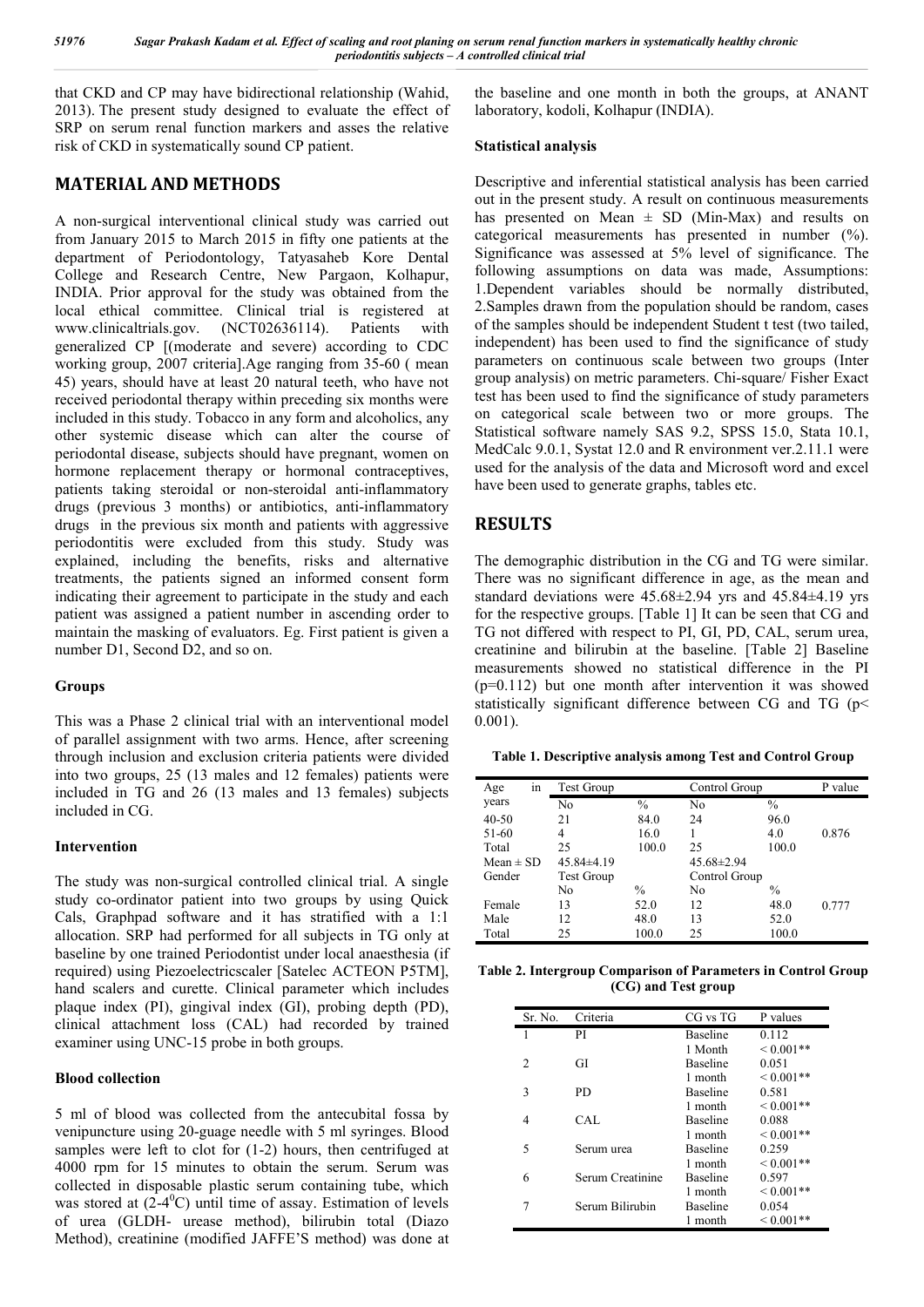that CKD and CP may have bidirectional relationship (Wahid, 2013). The present study designed to evaluate the effect of SRP on serum renal function markers and asses the relative risk of CKD in systematically sound CP patient.

## MATERIAL AND METHODS

A non-surgical interventional clinical study was carried out from January 2015 to March 2015 in fifty one patients at the department of Periodontology, Tatyasaheb Kore Dental College and Research Centre, New Pargaon, Kolhapur, INDIA. Prior approval for the study was obtained from the local ethical committee. Clinical trial is registered at www.clinicaltrials.gov. (NCT02636114). Patients with generalized CP [(moderate and severe) according to CDC working group, 2007 criteria].Age ranging from 35-60 ( mean 45) years, should have at least 20 natural teeth, who have not received periodontal therapy within preceding six months were included in this study. Tobacco in any form and alcoholics, any other systemic disease which can alter the course of periodontal disease, subjects should have pregnant, women on hormone replacement therapy or hormonal contraceptives, patients taking steroidal or non-steroidal anti-inflammatory drugs (previous 3 months) or antibiotics, anti-inflammatory drugs in the previous six month and patients with aggressive periodontitis were excluded from this study. Study was explained, including the benefits, risks and alternative treatments, the patients signed an informed consent form indicating their agreement to participate in the study and each patient was assigned a patient number in ascending order to maintain the masking of evaluators. Eg. First patient is given a number D1, Second D2, and so on.

### Groups

This was a Phase 2 clinical trial with an interventional model of parallel assignment with two arms. Hence, after screening through inclusion and exclusion criteria patients were divided into two groups, 25 (13 males and 12 females) patients were included in TG and 26 (13 males and 13 females) subjects included in CG.

### Intervention

The study was non-surgical controlled clinical trial. A single study co-ordinator patient into two groups by using Quick Cals, Graphpad software and it has stratified with a 1:1 allocation. SRP had performed for all subjects in TG only at baseline by one trained Periodontist under local anaesthesia (if required) using Piezoelectricscaler [Satelec ACTEON P5TM], hand scalers and curette. Clinical parameter which includes plaque index (PI), gingival index (GI), probing depth (PD), clinical attachment loss (CAL) had recorded by trained examiner using UNC-15 probe in both groups.

### Blood collection

5 ml of blood was collected from the antecubital fossa by venipuncture using 20-guage needle with 5 ml syringes. Blood samples were left to clot for (1-2) hours, then centrifuged at 4000 rpm for 15 minutes to obtain the serum. Serum was collected in disposable plastic serum containing tube, which was stored at (2-4$^0$C) until time of assay. Estimation of levels of urea (GLDH- urease method), bilirubin total (Diazo Method), creatinine (modified JAFFE'S method) was done at the baseline and one month in both the groups, at ANANT laboratory, kodoli, Kolhapur (INDIA).

### Statistical analysis

Descriptive and inferential statistical analysis has been carried out in the present study. A result on continuous measurements has presented on Mean ± SD (Min-Max) and results on categorical measurements has presented in number (%). Significance was assessed at 5% level of significance. The following assumptions on data was made, Assumptions: 1.Dependent variables should be normally distributed, 2.Samples drawn from the population should be random, cases of the samples should be independent Student t test (two tailed, independent) has been used to find the significance of study parameters on continuous scale between two groups (Inter group analysis) on metric parameters. Chi-square/ Fisher Exact test has been used to find the significance of study parameters on categorical scale between two or more groups. The Statistical software namely SAS 9.2, SPSS 15.0, Stata 10.1, MedCalc 9.0.1, Systat 12.0 and R environment ver.2.11.1 were used for the analysis of the data and Microsoft word and excel have been used to generate graphs, tables etc.

## RESULTS

The demographic distribution in the CG and TG were similar. There was no significant difference in age, as the mean and standard deviations were 45.68±2.94 yrs and 45.84±4.19 yrs for the respective groups. [Table 1] It can be seen that CG and TG not differed with respect to PI, GI, PD, CAL, serum urea, creatinine and bilirubin at the baseline. [Table 2] Baseline measurements showed no statistical difference in the PI ($p=0.112$) but one month after intervention it was showed statistically significant difference between CG and TG ($p< 0.001$).

**Table 1. Descriptive analysis among Test and Control Group**

| Age in years | Test Group | | Control Group | | P value |
|---|---|---|---|---|---|
| | No | % | No | % | |
| 40-50 | 21 | 84.0 | 24 | 96.0 | |
| 51-60 | 4 | 16.0 | 1 | 4.0 | 0.876 |
| Total | 25 | 100.0 | 25 | 100.0 | |
| Mean ± SD | 45.84±4.19 | | 45.68±2.94 | | |
| Gender | Test Group | | Control Group | | |
| | No | % | No | % | |
| Female | 13 | 52.0 | 12 | 48.0 | 0.777 |
| Male | 12 | 48.0 | 13 | 52.0 | |
| Total | 25 | 100.0 | 25 | 100.0 | |

**Table 2. Intergroup Comparison of Parameters in Control Group (CG) and Test group**

| Sr. No. | Criteria | CG vs TG | P values |
|---|---|---|---|
| 1 | PI | Baseline | 0.112 |
| | | 1 Month | < 0.001** |
| 2 | GI | Baseline | 0.051 |
| | | 1 month | < 0.001** |
| 3 | PD | Baseline | 0.581 |
| | | 1 month | < 0.001** |
| 4 | CAL | Baseline | 0.088 |
| | | 1 month | < 0.001** |
| 5 | Serum urea | Baseline | 0.259 |
| | | 1 month | < 0.001** |
| 6 | Serum Creatinine | Baseline | 0.597 |
| | | 1 month | < 0.001** |
| 7 | Serum Bilirubin | Baseline | 0.054 |
| | | 1 month | < 0.001** |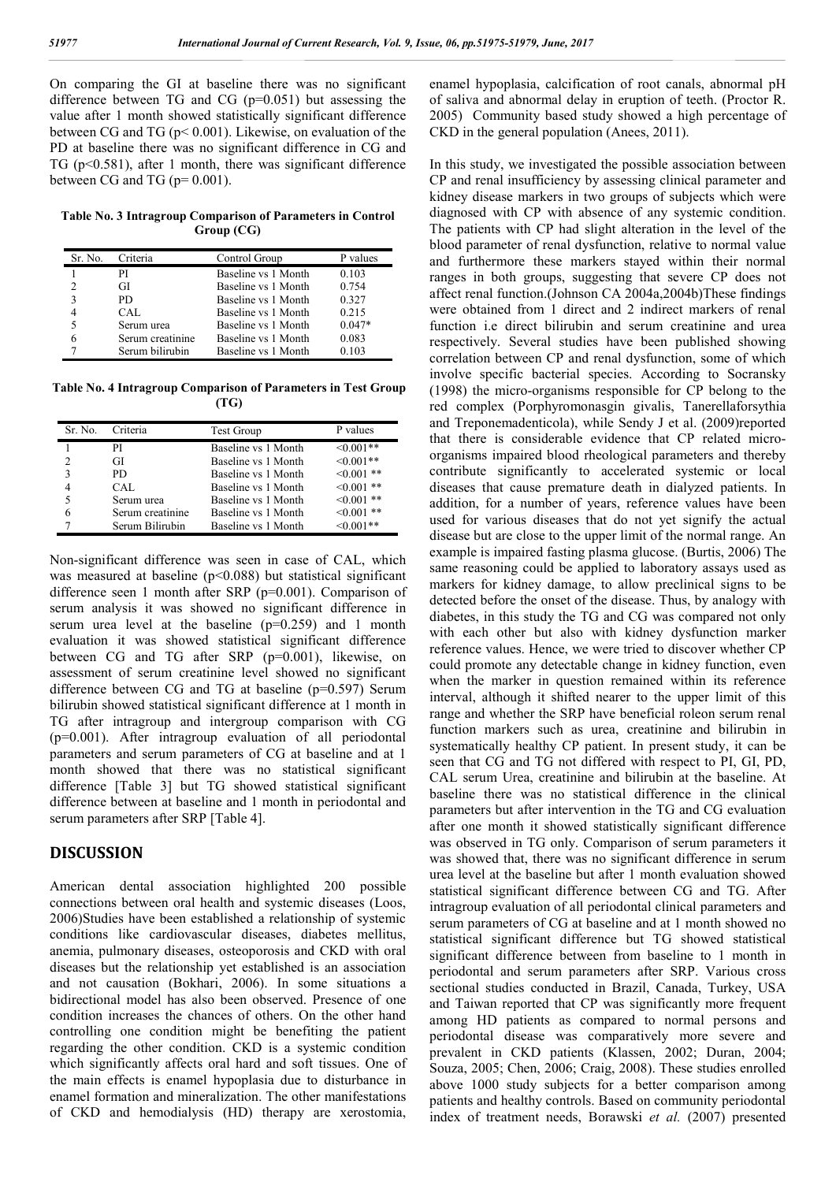On comparing the GI at baseline there was no significant difference between TG and CG (p=0.051) but assessing the value after 1 month showed statistically significant difference between CG and TG (p< 0.001). Likewise, on evaluation of the PD at baseline there was no significant difference in CG and TG (p<0.581), after 1 month, there was significant difference between CG and TG (p= 0.001).

**Table No. 3 Intragroup Comparison of Parameters in Control Group (CG)**

| Sr. No. | Criteria | Control Group | P values |
|---|---|---|---|
| 1 | PI | Baseline vs 1 Month | 0.103 |
| 2 | GI | Baseline vs 1 Month | 0.754 |
| 3 | PD | Baseline vs 1 Month | 0.327 |
| 4 | CAL | Baseline vs 1 Month | 0.215 |
| 5 | Serum urea | Baseline vs 1 Month | 0.047* |
| 6 | Serum creatinine | Baseline vs 1 Month | 0.083 |
| 7 | Serum bilirubin | Baseline vs 1 Month | 0.103 |

**Table No. 4 Intragroup Comparison of Parameters in Test Group (TG)**

| Sr. No. | Criteria | Test Group | P values |
|---|---|---|---|
| 1 | PI | Baseline vs 1 Month | <0.001** |
| 2 | GI | Baseline vs 1 Month | <0.001** |
| 3 | PD | Baseline vs 1 Month | <0.001 ** |
| 4 | CAL | Baseline vs 1 Month | <0.001 ** |
| 5 | Serum urea | Baseline vs 1 Month | <0.001 ** |
| 6 | Serum creatinine | Baseline vs 1 Month | <0.001 ** |
| 7 | Serum Bilirubin | Baseline vs 1 Month | <0.001** |

Non-significant difference was seen in case of CAL, which was measured at baseline (p<0.088) but statistical significant difference seen 1 month after SRP (p=0.001). Comparison of serum analysis it was showed no significant difference in serum urea level at the baseline (p=0.259) and 1 month evaluation it was showed statistical significant difference between CG and TG after SRP (p=0.001), likewise, on assessment of serum creatinine level showed no significant difference between CG and TG at baseline (p=0.597) Serum bilirubin showed statistical significant difference at 1 month in TG after intragroup and intergroup comparison with CG (p=0.001). After intragroup evaluation of all periodontal parameters and serum parameters of CG at baseline and at 1 month showed that there was no statistical significant difference [Table 3] but TG showed statistical significant difference between at baseline and 1 month in periodontal and serum parameters after SRP [Table 4].

## DISCUSSION

American dental association highlighted 200 possible connections between oral health and systemic diseases (Loos, 2006)Studies have been established a relationship of systemic conditions like cardiovascular diseases, diabetes mellitus, anemia, pulmonary diseases, osteoporosis and CKD with oral diseases but the relationship yet established is an association and not causation (Bokhari, 2006). In some situations a bidirectional model has also been observed. Presence of one condition increases the chances of others. On the other hand controlling one condition might be benefiting the patient regarding the other condition. CKD is a systemic condition which significantly affects oral hard and soft tissues. One of the main effects is enamel hypoplasia due to disturbance in enamel formation and mineralization. The other manifestations of CKD and hemodialysis (HD) therapy are xerostomia, enamel hypoplasia, calcification of root canals, abnormal pH of saliva and abnormal delay in eruption of teeth. (Proctor R. 2005) Community based study showed a high percentage of CKD in the general population (Anees, 2011).

In this study, we investigated the possible association between CP and renal insufficiency by assessing clinical parameter and kidney disease markers in two groups of subjects which were diagnosed with CP with absence of any systemic condition. The patients with CP had slight alteration in the level of the blood parameter of renal dysfunction, relative to normal value and furthermore these markers stayed within their normal ranges in both groups, suggesting that severe CP does not affect renal function.(Johnson CA 2004a,2004b)These findings were obtained from 1 direct and 2 indirect markers of renal function i.e direct bilirubin and serum creatinine and urea respectively. Several studies have been published showing correlation between CP and renal dysfunction, some of which involve specific bacterial species. According to Socransky (1998) the micro-organisms responsible for CP belong to the red complex (Porphyromonasgin givalis, Tanerellaforsythia and Treponemadenticola), while Sendy J et al. (2009)reported that there is considerable evidence that CP related micro-organisms impaired blood rheological parameters and thereby contribute significantly to accelerated systemic or local diseases that cause premature death in dialyzed patients. In addition, for a number of years, reference values have been used for various diseases that do not yet signify the actual disease but are close to the upper limit of the normal range. An example is impaired fasting plasma glucose. (Burtis, 2006) The same reasoning could be applied to laboratory assays used as markers for kidney damage, to allow preclinical signs to be detected before the onset of the disease. Thus, by analogy with diabetes, in this study the TG and CG was compared not only with each other but also with kidney dysfunction marker reference values. Hence, we were tried to discover whether CP could promote any detectable change in kidney function, even when the marker in question remained within its reference interval, although it shifted nearer to the upper limit of this range and whether the SRP have beneficial roleon serum renal function markers such as urea, creatinine and bilirubin in systematically healthy CP patient. In present study, it can be seen that CG and TG not differed with respect to PI, GI, PD, CAL serum Urea, creatinine and bilirubin at the baseline. At baseline there was no statistical difference in the clinical parameters but after intervention in the TG and CG evaluation after one month it showed statistically significant difference was observed in TG only. Comparison of serum parameters it was showed that, there was no significant difference in serum urea level at the baseline but after 1 month evaluation showed statistical significant difference between CG and TG. After intragroup evaluation of all periodontal clinical parameters and serum parameters of CG at baseline and at 1 month showed no statistical significant difference but TG showed statistical significant difference between from baseline to 1 month in periodontal and serum parameters after SRP. Various cross sectional studies conducted in Brazil, Canada, Turkey, USA and Taiwan reported that CP was significantly more frequent among HD patients as compared to normal persons and periodontal disease was comparatively more severe and prevalent in CKD patients (Klassen, 2002; Duran, 2004; Souza, 2005; Chen, 2006; Craig, 2008). These studies enrolled above 1000 study subjects for a better comparison among patients and healthy controls. Based on community periodontal index of treatment needs, Borawski *et al.* (2007) presented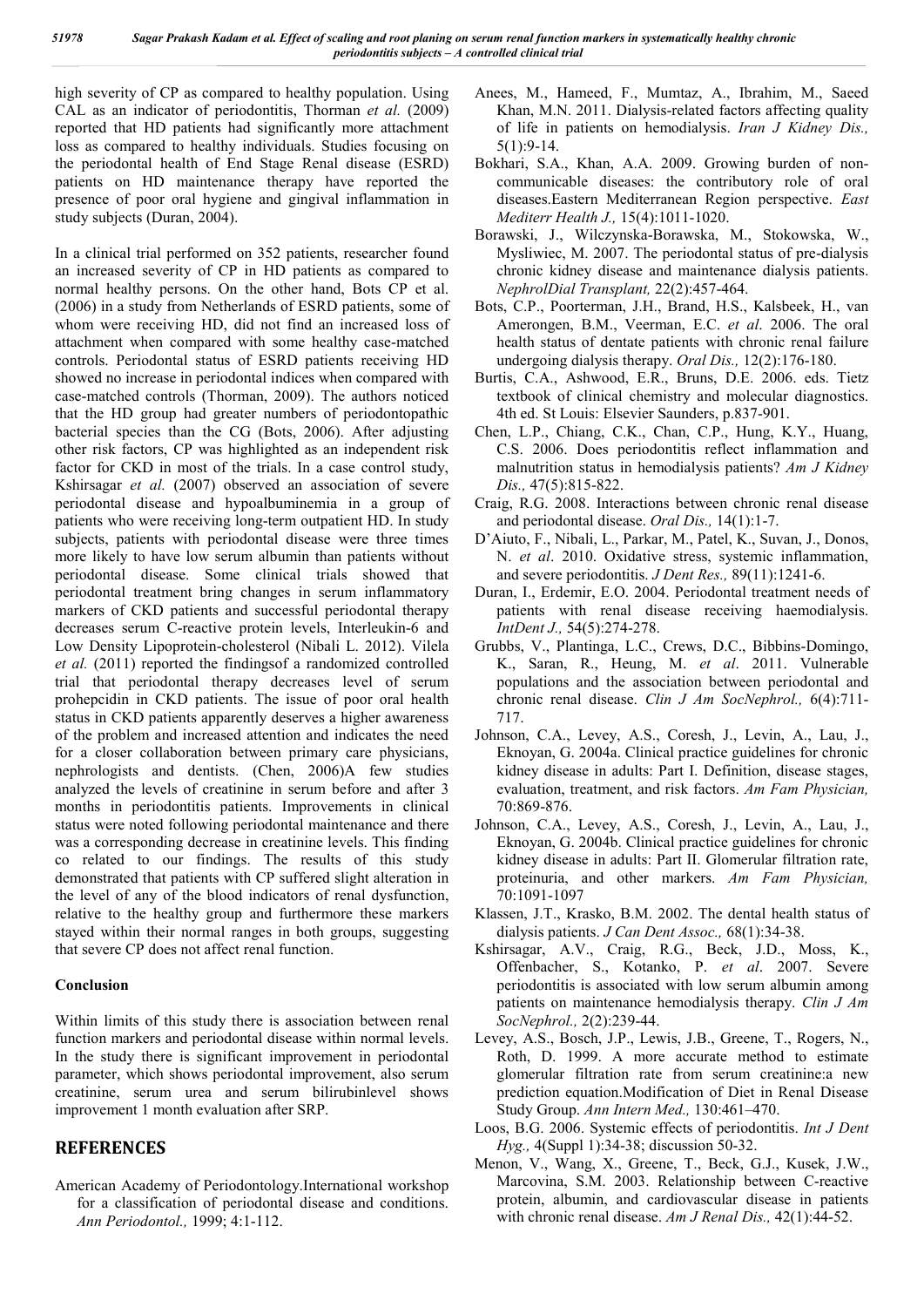high severity of CP as compared to healthy population. Using CAL as an indicator of periodontitis, Thorman *et al.* (2009) reported that HD patients had significantly more attachment loss as compared to healthy individuals. Studies focusing on the periodontal health of End Stage Renal disease (ESRD) patients on HD maintenance therapy have reported the presence of poor oral hygiene and gingival inflammation in study subjects (Duran, 2004).

In a clinical trial performed on 352 patients, researcher found an increased severity of CP in HD patients as compared to normal healthy persons. On the other hand, Bots CP et al. (2006) in a study from Netherlands of ESRD patients, some of whom were receiving HD, did not find an increased loss of attachment when compared with some healthy case-matched controls. Periodontal status of ESRD patients receiving HD showed no increase in periodontal indices when compared with case-matched controls (Thorman, 2009). The authors noticed that the HD group had greater numbers of periodontopathic bacterial species than the CG (Bots, 2006). After adjusting other risk factors, CP was highlighted as an independent risk factor for CKD in most of the trials. In a case control study, Kshirsagar *et al.* (2007) observed an association of severe periodontal disease and hypoalbuminemia in a group of patients who were receiving long-term outpatient HD. In study subjects, patients with periodontal disease were three times more likely to have low serum albumin than patients without periodontal disease. Some clinical trials showed that periodontal treatment bring changes in serum inflammatory markers of CKD patients and successful periodontal therapy decreases serum C-reactive protein levels, Interleukin-6 and Low Density Lipoprotein-cholesterol (Nibali L. 2012). Vilela *et al.* (2011) reported the findingsof a randomized controlled trial that periodontal therapy decreases level of serum prohepcidin in CKD patients. The issue of poor oral health status in CKD patients apparently deserves a higher awareness of the problem and increased attention and indicates the need for a closer collaboration between primary care physicians, nephrologists and dentists. (Chen, 2006)A few studies analyzed the levels of creatinine in serum before and after 3 months in periodontitis patients. Improvements in clinical status were noted following periodontal maintenance and there was a corresponding decrease in creatinine levels. This finding co related to our findings. The results of this study demonstrated that patients with CP suffered slight alteration in the level of any of the blood indicators of renal dysfunction, relative to the healthy group and furthermore these markers stayed within their normal ranges in both groups, suggesting that severe CP does not affect renal function.

## Conclusion

Within limits of this study there is association between renal function markers and periodontal disease within normal levels. In the study there is significant improvement in periodontal parameter, which shows periodontal improvement, also serum creatinine, serum urea and serum bilirubinlevel shows improvement 1 month evaluation after SRP.

## REFERENCES

American Academy of Periodontology.International workshop for a classification of periodontal disease and conditions. *Ann Periodontol.,* 1999; 4:1-112.

Anees, M., Hameed, F., Mumtaz, A., Ibrahim, M., Saeed Khan, M.N. 2011. Dialysis-related factors affecting quality of life in patients on hemodialysis. *Iran J Kidney Dis.,* 5(1):9-14.

Bokhari, S.A., Khan, A.A. 2009. Growing burden of non-communicable diseases: the contributory role of oral diseases.Eastern Mediterranean Region perspective. *East Mediterr Health J.,* 15(4):1011-1020.

Borawski, J., Wilczynska-Borawska, M., Stokowska, W., Mysliwiec, M. 2007. The periodontal status of pre-dialysis chronic kidney disease and maintenance dialysis patients. *NephrolDial Transplant,* 22(2):457-464.

Bots, C.P., Poorterman, J.H., Brand, H.S., Kalsbeek, H., van Amerongen, B.M., Veerman, E.C. *et al*. 2006. The oral health status of dentate patients with chronic renal failure undergoing dialysis therapy. *Oral Dis.,* 12(2):176-180.

Burtis, C.A., Ashwood, E.R., Bruns, D.E. 2006. eds. Tietz textbook of clinical chemistry and molecular diagnostics. 4th ed. St Louis: Elsevier Saunders, p.837-901.

Chen, L.P., Chiang, C.K., Chan, C.P., Hung, K.Y., Huang, C.S. 2006. Does periodontitis reflect inflammation and malnutrition status in hemodialysis patients? *Am J Kidney Dis.,* 47(5):815-822.

Craig, R.G. 2008. Interactions between chronic renal disease and periodontal disease. *Oral Dis.,* 14(1):1-7.

D'Aiuto, F., Nibali, L., Parkar, M., Patel, K., Suvan, J., Donos, N. *et al*. 2010. Oxidative stress, systemic inflammation, and severe periodontitis. *J Dent Res.,* 89(11):1241-6.

Duran, I., Erdemir, E.O. 2004. Periodontal treatment needs of patients with renal disease receiving haemodialysis. *IntDent J.,* 54(5):274-278.

Grubbs, V., Plantinga, L.C., Crews, D.C., Bibbins-Domingo, K., Saran, R., Heung, M. *et al*. 2011. Vulnerable populations and the association between periodontal and chronic renal disease. *Clin J Am SocNephrol.,* 6(4):711-717.

Johnson, C.A., Levey, A.S., Coresh, J., Levin, A., Lau, J., Eknoyan, G. 2004a. Clinical practice guidelines for chronic kidney disease in adults: Part I. Definition, disease stages, evaluation, treatment, and risk factors. *Am Fam Physician,* 70:869-876.

Johnson, C.A., Levey, A.S., Coresh, J., Levin, A., Lau, J., Eknoyan, G. 2004b. Clinical practice guidelines for chronic kidney disease in adults: Part II. Glomerular filtration rate, proteinuria, and other markers. *Am Fam Physician,* 70:1091-1097

Klassen, J.T., Krasko, B.M. 2002. The dental health status of dialysis patients. *J Can Dent Assoc.,* 68(1):34-38.

Kshirsagar, A.V., Craig, R.G., Beck, J.D., Moss, K., Offenbacher, S., Kotanko, P. *et al*. 2007. Severe periodontitis is associated with low serum albumin among patients on maintenance hemodialysis therapy. *Clin J Am SocNephrol.,* 2(2):239-44.

Levey, A.S., Bosch, J.P., Lewis, J.B., Greene, T., Rogers, N., Roth, D. 1999. A more accurate method to estimate glomerular filtration rate from serum creatinine:a new prediction equation.Modification of Diet in Renal Disease Study Group. *Ann Intern Med.,* 130:461–470.

Loos, B.G. 2006. Systemic effects of periodontitis. *Int J Dent Hyg.,* 4(Suppl 1):34-38; discussion 50-32.

Menon, V., Wang, X., Greene, T., Beck, G.J., Kusek, J.W., Marcovina, S.M. 2003. Relationship between C-reactive protein, albumin, and cardiovascular disease in patients with chronic renal disease. *Am J Renal Dis.,* 42(1):44-52.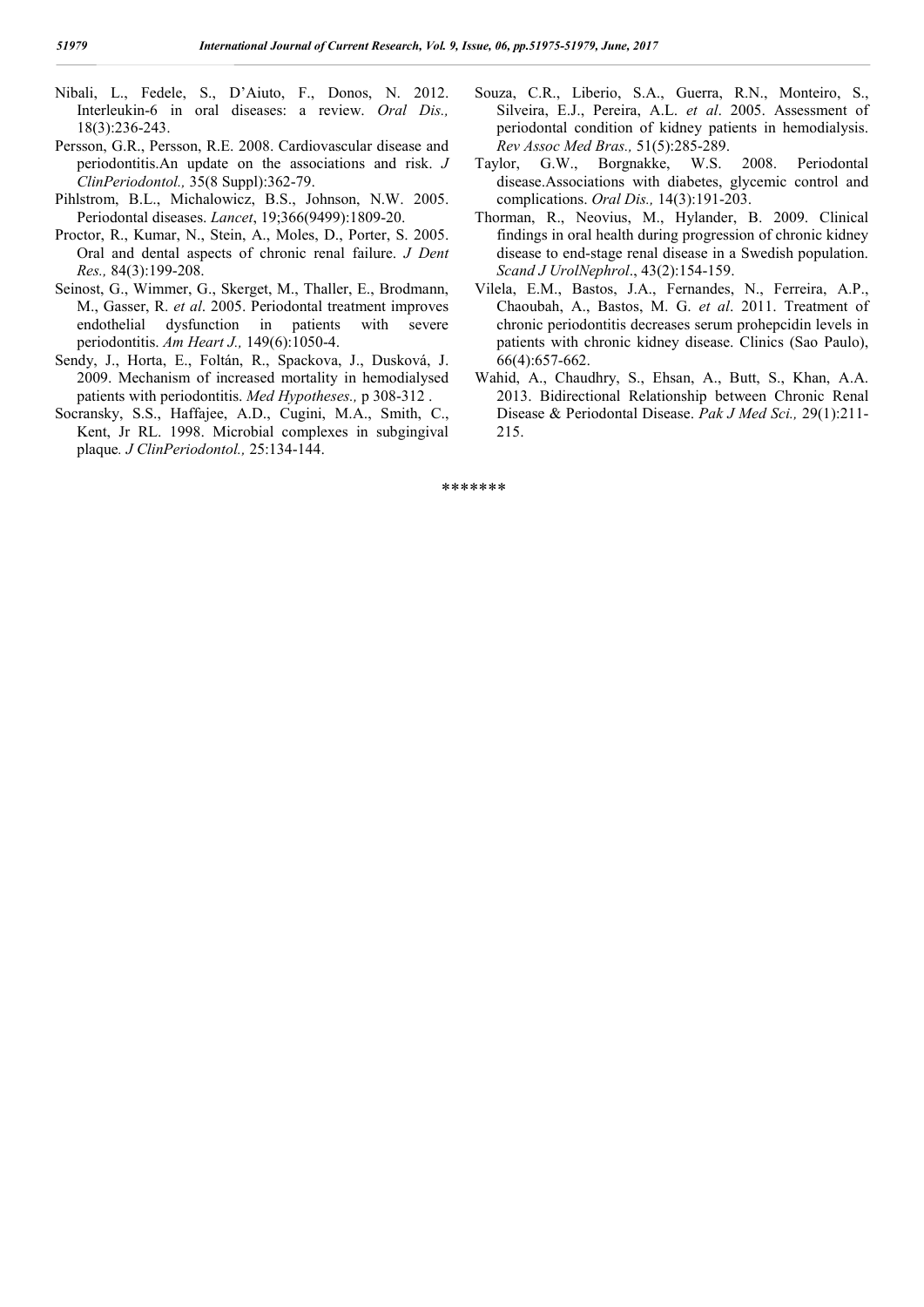Nibali, L., Fedele, S., D'Aiuto, F., Donos, N. 2012. Interleukin-6 in oral diseases: a review. *Oral Dis.,* 18(3):236-243.

Persson, G.R., Persson, R.E. 2008. Cardiovascular disease and periodontitis.An update on the associations and risk. *J ClinPeriodontol.,* 35(8 Suppl):362-79.

Pihlstrom, B.L., Michalowicz, B.S., Johnson, N.W. 2005. Periodontal diseases. *Lancet*, 19;366(9499):1809-20.

Proctor, R., Kumar, N., Stein, A., Moles, D., Porter, S. 2005. Oral and dental aspects of chronic renal failure. *J Dent Res.,* 84(3):199-208.

Seinost, G., Wimmer, G., Skerget, M., Thaller, E., Brodmann, M., Gasser, R. *et al*. 2005. Periodontal treatment improves endothelial dysfunction in patients with severe periodontitis. *Am Heart J.,* 149(6):1050-4.

Sendy, J., Horta, E., Foltán, R., Spackova, J., Dusková, J. 2009. Mechanism of increased mortality in hemodialysed patients with periodontitis. *Med Hypotheses.,* p 308-312 .

Socransky, S.S., Haffajee, A.D., Cugini, M.A., Smith, C., Kent, Jr RL. 1998. Microbial complexes in subgingival plaque*. J ClinPeriodontol.,* 25:134-144.

Souza, C.R., Liberio, S.A., Guerra, R.N., Monteiro, S., Silveira, E.J., Pereira, A.L. *et al*. 2005. Assessment of periodontal condition of kidney patients in hemodialysis. *Rev Assoc Med Bras.,* 51(5):285-289.

Taylor, G.W., Borgnakke, W.S. 2008. Periodontal disease.Associations with diabetes, glycemic control and complications. *Oral Dis.,* 14(3):191-203.

Thorman, R., Neovius, M., Hylander, B. 2009. Clinical findings in oral health during progression of chronic kidney disease to end-stage renal disease in a Swedish population. *Scand J UrolNephrol*., 43(2):154-159.

Vilela, E.M., Bastos, J.A., Fernandes, N., Ferreira, A.P., Chaoubah, A., Bastos, M. G. *et al*. 2011. Treatment of chronic periodontitis decreases serum prohepcidin levels in patients with chronic kidney disease. Clinics (Sao Paulo), 66(4):657-662.

Wahid, A., Chaudhry, S., Ehsan, A., Butt, S., Khan, A.A. 2013. Bidirectional Relationship between Chronic Renal Disease & Periodontal Disease. *Pak J Med Sci.,* 29(1):211-215.

*******